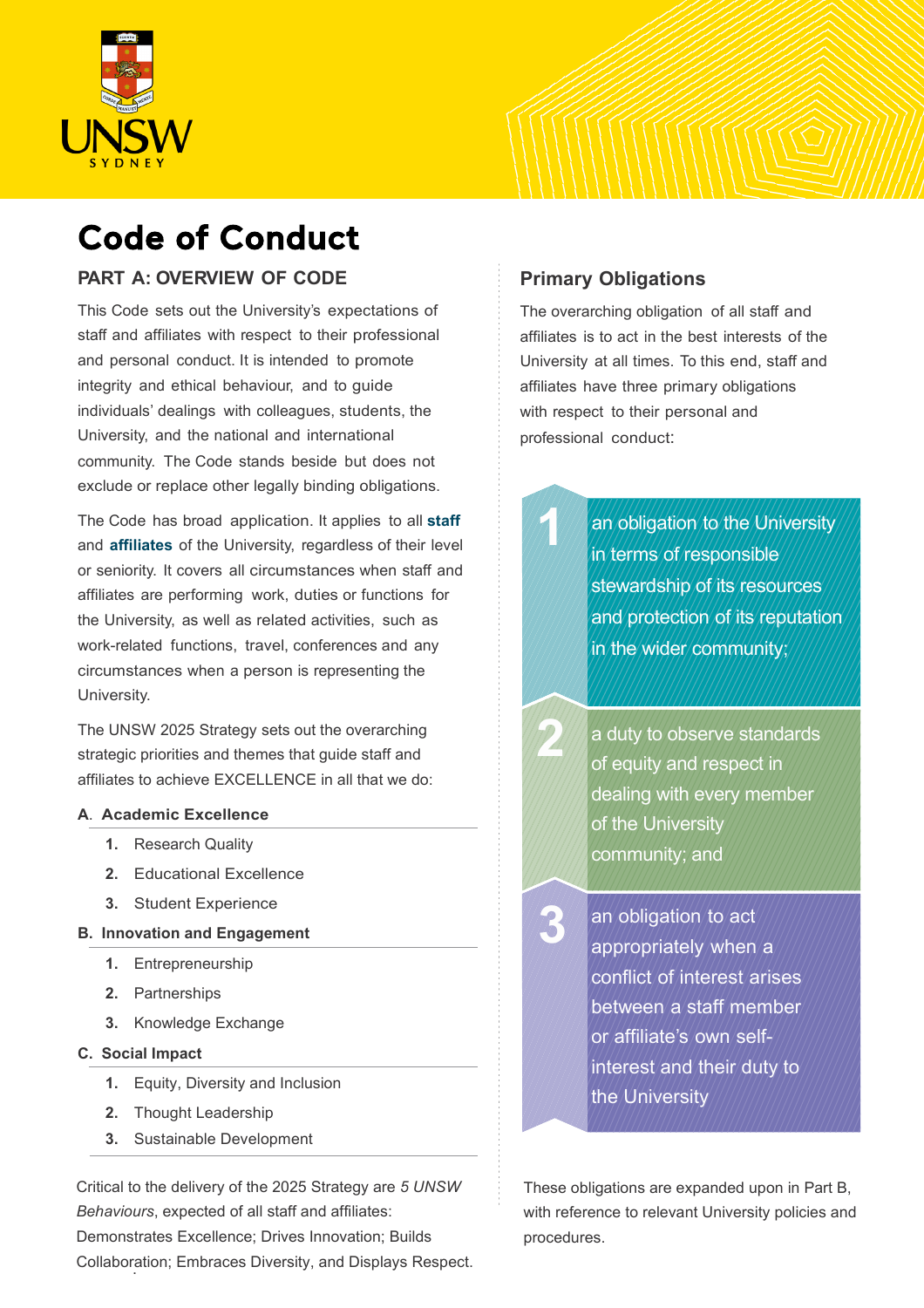# Code of Conduct

## PART A: OVERVIEW OF CODE

This Code sets out the University's expectations of staff and affiliates with respect to their professional and personal conduct. It is intended to promote integrity and ethical behaviour, and to guide individuals' dealings with colleagues, students, the University, and the national and international community. The Code stands beside but does not exclude or replace other legally binding obligations.

The Code has broad application. It applies to all **staff** and **affiliates** of the University, regardless of their level or seniority. It covers all circumstances when staff and affiliates are performing work, duties or functions for the University, as well as related activities, such as work-related functions, travel, conferences and any circumstances when a person is representing the University.

The UNSW 2025 Strategy sets out the overarching strategic priorities and themes that guide staff and affiliates to achieve EXCELLENCE in all that we do:

**A. Academic Excellence**

1. Research Quality
2. Educational Excellence
3. Student Experience

**B. Innovation and Engagement**

1. Entrepreneurship
2. Partnerships
3. Knowledge Exchange

**C. Social Impact**

1. Equity, Diversity and Inclusion
2. Thought Leadership
3. Sustainable Development

Critical to the delivery of the 2025 Strategy are *5 UNSW Behaviours*, expected of all staff and affiliates: Demonstrates Excellence; Drives Innovation; Builds Collaboration; Embraces Diversity, and Displays Respect.

## Primary Obligations

The overarching obligation of all staff and affiliates is to act in the best interests of the University at all times. To this end, staff and affiliates have three primary obligations with respect to their personal and professional conduct:

1. an obligation to the University in terms of responsible stewardship of its resources and protection of its reputation in the wider community;
2. a duty to observe standards of equity and respect in dealing with every member of the University community; and
3. an obligation to act appropriately when a conflict of interest arises between a staff member or affiliate's own self-interest and their duty to the University

These obligations are expanded upon in Part B, with reference to relevant University policies and procedures.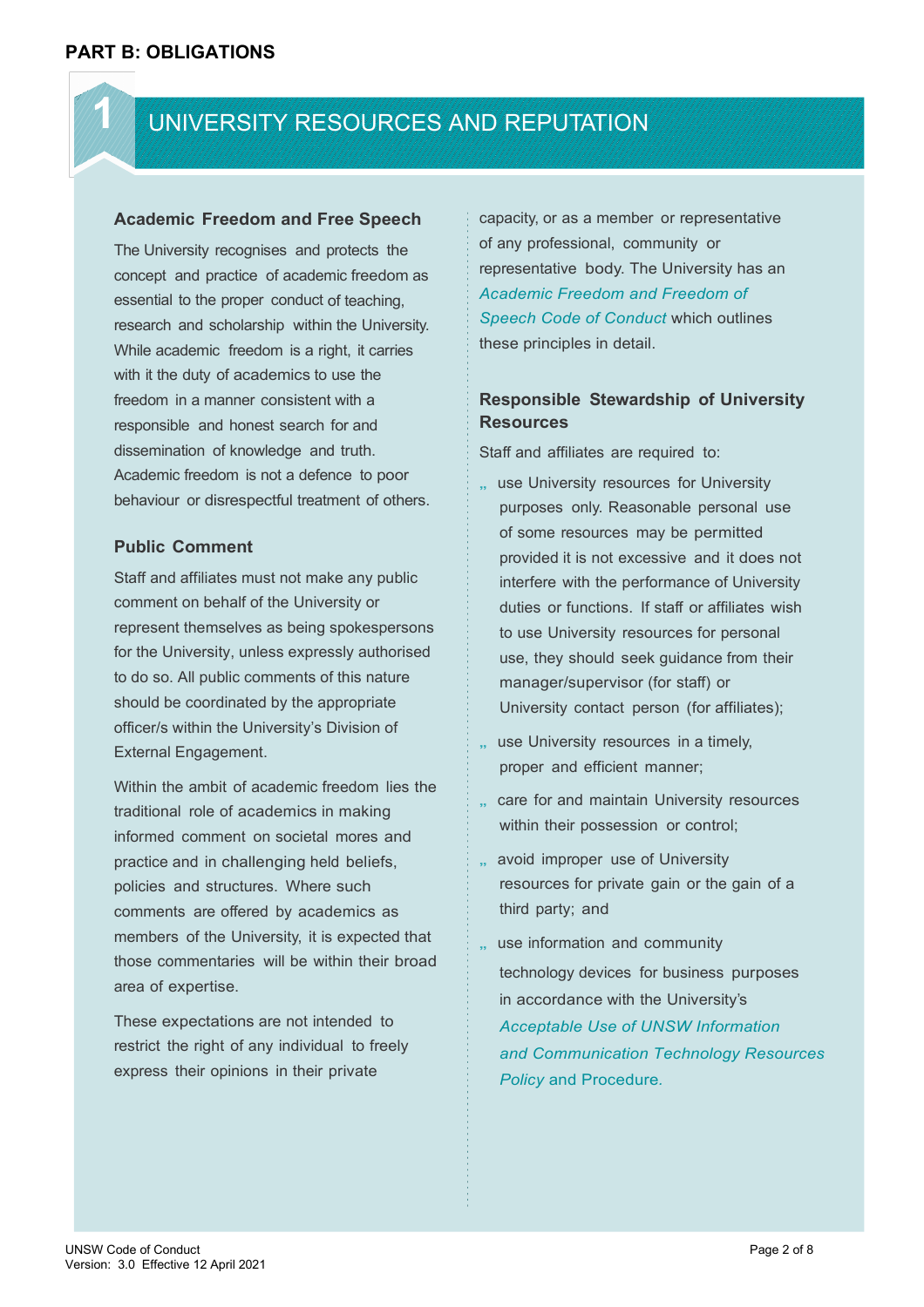# PART B: OBLIGATIONS

## 1 UNIVERSITY RESOURCES AND REPUTATION

### Academic Freedom and Free Speech

The University recognises and protects the concept and practice of academic freedom as essential to the proper conduct of teaching, research and scholarship within the University. While academic freedom is a right, it carries with it the duty of academics to use the freedom in a manner consistent with a responsible and honest search for and dissemination of knowledge and truth. Academic freedom is not a defence to poor behaviour or disrespectful treatment of others.

### Public Comment

Staff and affiliates must not make any public comment on behalf of the University or represent themselves as being spokespersons for the University, unless expressly authorised to do so. All public comments of this nature should be coordinated by the appropriate officer/s within the University's Division of External Engagement.

Within the ambit of academic freedom lies the traditional role of academics in making informed comment on societal mores and practice and in challenging held beliefs, policies and structures. Where such comments are offered by academics as members of the University, it is expected that those commentaries will be within their broad area of expertise.

These expectations are not intended to restrict the right of any individual to freely express their opinions in their private capacity, or as a member or representative of any professional, community or representative body. The University has an *Academic Freedom and Freedom of Speech Code of Conduct* which outlines these principles in detail.

### Responsible Stewardship of University Resources

Staff and affiliates are required to:

- use University resources for University purposes only. Reasonable personal use of some resources may be permitted provided it is not excessive and it does not interfere with the performance of University duties or functions. If staff or affiliates wish to use University resources for personal use, they should seek guidance from their manager/supervisor (for staff) or University contact person (for affiliates);
- use University resources in a timely, proper and efficient manner;
- care for and maintain University resources within their possession or control;
- avoid improper use of University resources for private gain or the gain of a third party; and
- use information and community technology devices for business purposes in accordance with the University's *Acceptable Use of UNSW Information and Communication Technology Resources Policy* and Procedure.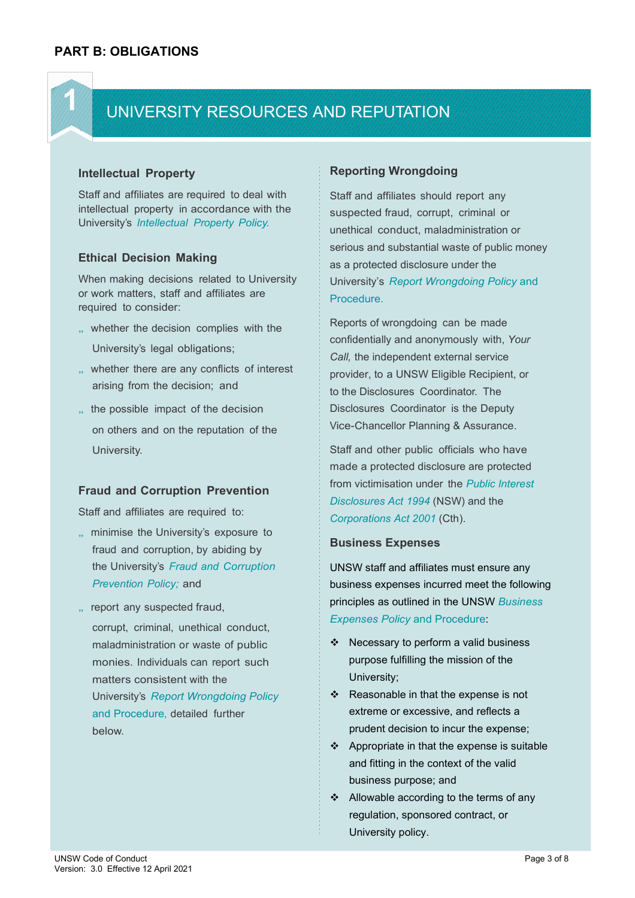## PART B: OBLIGATIONS

# 1 UNIVERSITY RESOURCES AND REPUTATION

### Intellectual Property

Staff and affiliates are required to deal with intellectual property in accordance with the University's *Intellectual Property Policy.*

### Ethical Decision Making

When making decisions related to University or work matters, staff and affiliates are required to consider:

- whether the decision complies with the University's legal obligations;
- whether there are any conflicts of interest arising from the decision; and
- the possible impact of the decision on others and on the reputation of the University.

### Fraud and Corruption Prevention

Staff and affiliates are required to:

- minimise the University's exposure to fraud and corruption, by abiding by the University's *Fraud and Corruption Prevention Policy;* and
- report any suspected fraud, corrupt, criminal, unethical conduct, maladministration or waste of public monies. Individuals can report such matters consistent with the University's *Report Wrongdoing Policy* and Procedure, detailed further below.

### Reporting Wrongdoing

Staff and affiliates should report any suspected fraud, corrupt, criminal or unethical conduct, maladministration or serious and substantial waste of public money as a protected disclosure under the University's *Report Wrongdoing Policy* and Procedure.

Reports of wrongdoing can be made confidentially and anonymously with, *Your Call,* the independent external service provider, to a UNSW Eligible Recipient, or to the Disclosures Coordinator. The Disclosures Coordinator is the Deputy Vice-Chancellor Planning & Assurance.

Staff and other public officials who have made a protected disclosure are protected from victimisation under the *Public Interest Disclosures Act 1994* (NSW) and the *Corporations Act 2001* (Cth).

### Business Expenses

UNSW staff and affiliates must ensure any business expenses incurred meet the following principles as outlined in the UNSW *Business Expenses Policy* and Procedure:

- Necessary to perform a valid business purpose fulfilling the mission of the University;
- Reasonable in that the expense is not extreme or excessive, and reflects a prudent decision to incur the expense;
- Appropriate in that the expense is suitable and fitting in the context of the valid business purpose; and
- Allowable according to the terms of any regulation, sponsored contract, or University policy.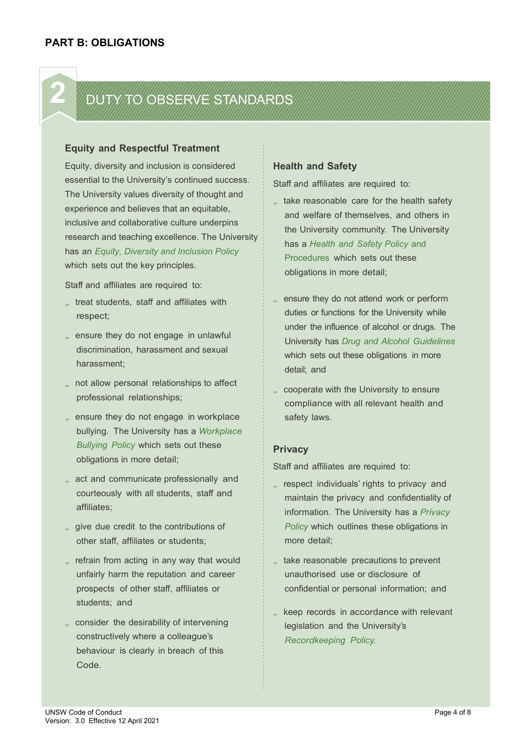## PART B: OBLIGATIONS

## 2 DUTY TO OBSERVE STANDARDS

### Equity and Respectful Treatment

Equity, diversity and inclusion is considered essential to the University's continued success. The University values diversity of thought and experience and believes that an equitable, inclusive and collaborative culture underpins research and teaching excellence. The University has an *Equity, Diversity and Inclusion Policy* which sets out the key principles.

Staff and affiliates are required to:

- treat students, staff and affiliates with respect;
- ensure they do not engage in unlawful discrimination, harassment and sexual harassment;
- not allow personal relationships to affect professional relationships;
- ensure they do not engage in workplace bullying. The University has a *Workplace Bullying Policy* which sets out these obligations in more detail;
- act and communicate professionally and courteously with all students, staff and affiliates;
- give due credit to the contributions of other staff, affiliates or students;
- refrain from acting in any way that would unfairly harm the reputation and career prospects of other staff, affiliates or students; and
- consider the desirability of intervening constructively where a colleague's behaviour is clearly in breach of this Code.

### Health and Safety

Staff and affiliates are required to:

- take reasonable care for the health safety and welfare of themselves, and others in the University community. The University has a *Health and Safety Policy* and Procedures which sets out these obligations in more detail;
- ensure they do not attend work or perform duties or functions for the University while under the influence of alcohol or drugs. The University has *Drug and Alcohol Guidelines* which sets out these obligations in more detail; and
- cooperate with the University to ensure compliance with all relevant health and safety laws.

### Privacy

Staff and affiliates are required to:

- respect individuals' rights to privacy and maintain the privacy and confidentiality of information. The University has a *Privacy Policy* which outlines these obligations in more detail;
- take reasonable precautions to prevent unauthorised use or disclosure of confidential or personal information; and
- keep records in accordance with relevant legislation and the University's *Recordkeeping Policy.*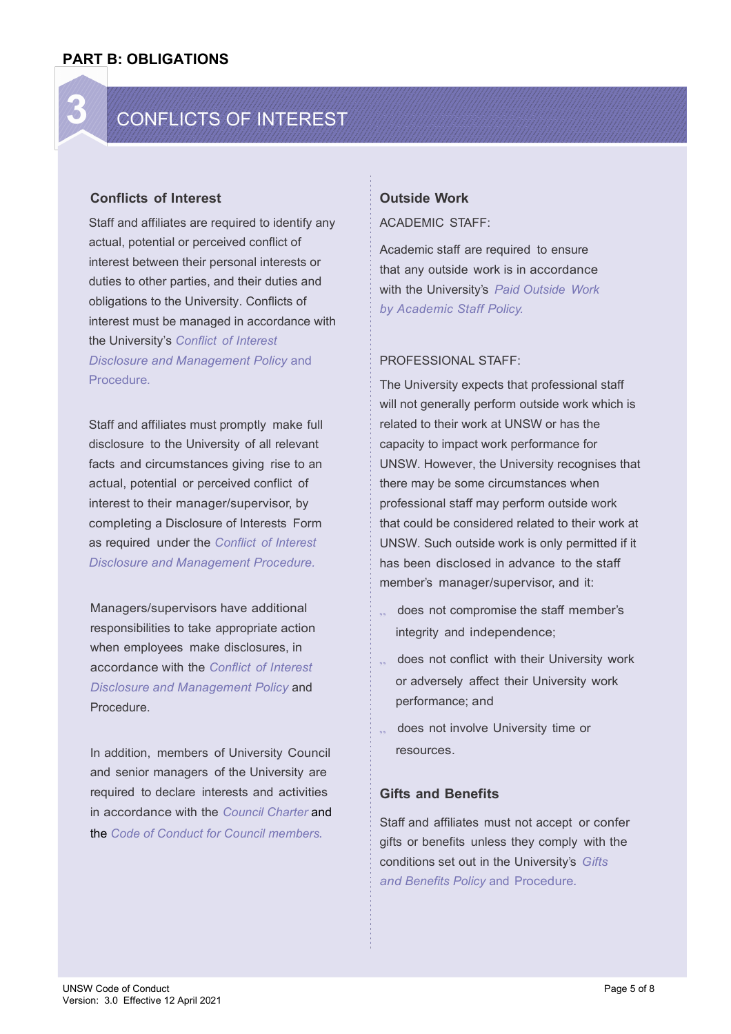## PART B: OBLIGATIONS

# 3 CONFLICTS OF INTEREST

### Conflicts of Interest

Staff and affiliates are required to identify any actual, potential or perceived conflict of interest between their personal interests or duties to other parties, and their duties and obligations to the University. Conflicts of interest must be managed in accordance with the University's *Conflict of Interest Disclosure and Management Policy* and Procedure.

Staff and affiliates must promptly make full disclosure to the University of all relevant facts and circumstances giving rise to an actual, potential or perceived conflict of interest to their manager/supervisor, by completing a Disclosure of Interests Form as required under the *Conflict of Interest Disclosure and Management Procedure.*

Managers/supervisors have additional responsibilities to take appropriate action when employees make disclosures, in accordance with the *Conflict of Interest Disclosure and Management Policy* and Procedure.

In addition, members of University Council and senior managers of the University are required to declare interests and activities in accordance with the *Council Charter* and the *Code of Conduct for Council members.*

### Outside Work

ACADEMIC STAFF:

Academic staff are required to ensure that any outside work is in accordance with the University's *Paid Outside Work by Academic Staff Policy.*

PROFESSIONAL STAFF:

The University expects that professional staff will not generally perform outside work which is related to their work at UNSW or has the capacity to impact work performance for UNSW. However, the University recognises that there may be some circumstances when professional staff may perform outside work that could be considered related to their work at UNSW. Such outside work is only permitted if it has been disclosed in advance to the staff member's manager/supervisor, and it:

- does not compromise the staff member's integrity and independence;
- does not conflict with their University work or adversely affect their University work performance; and
- does not involve University time or resources.

### Gifts and Benefits

Staff and affiliates must not accept or confer gifts or benefits unless they comply with the conditions set out in the University's *Gifts and Benefits Policy* and Procedure.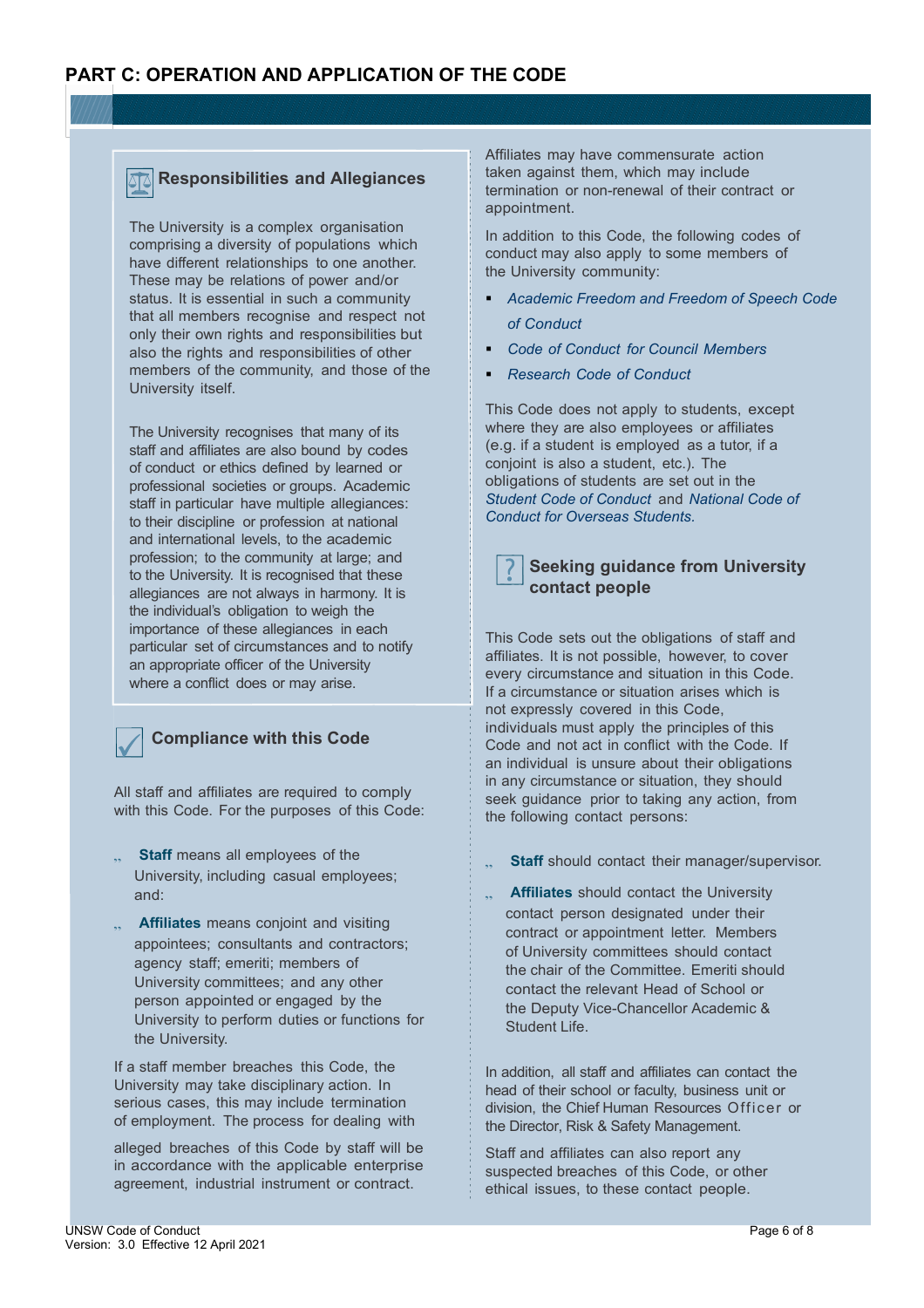# PART C: OPERATION AND APPLICATION OF THE CODE

## Responsibilities and Allegiances

The University is a complex organisation comprising a diversity of populations which have different relationships to one another. These may be relations of power and/or status. It is essential in such a community that all members recognise and respect not only their own rights and responsibilities but also the rights and responsibilities of other members of the community, and those of the University itself.

The University recognises that many of its staff and affiliates are also bound by codes of conduct or ethics defined by learned or professional societies or groups. Academic staff in particular have multiple allegiances: to their discipline or profession at national and international levels, to the academic profession; to the community at large; and to the University. It is recognised that these allegiances are not always in harmony. It is the individual's obligation to weigh the importance of these allegiances in each particular set of circumstances and to notify an appropriate officer of the University where a conflict does or may arise.

## Compliance with this Code

All staff and affiliates are required to comply with this Code. For the purposes of this Code:

- **Staff** means all employees of the University, including casual employees; and:
- **Affiliates** means conjoint and visiting appointees; consultants and contractors; agency staff; emeriti; members of University committees; and any other person appointed or engaged by the University to perform duties or functions for the University.

If a staff member breaches this Code, the University may take disciplinary action. In serious cases, this may include termination of employment. The process for dealing with alleged breaches of this Code by staff will be in accordance with the applicable enterprise agreement, industrial instrument or contract.

Affiliates may have commensurate action taken against them, which may include termination or non-renewal of their contract or appointment.

In addition to this Code, the following codes of conduct may also apply to some members of the University community:

- *Academic Freedom and Freedom of Speech Code of Conduct*
- *Code of Conduct for Council Members*
- *Research Code of Conduct*

This Code does not apply to students, except where they are also employees or affiliates (e.g. if a student is employed as a tutor, if a conjoint is also a student, etc.). The obligations of students are set out in the *Student Code of Conduct* and *National Code of Conduct for Overseas Students*.

## Seeking guidance from University contact people

This Code sets out the obligations of staff and affiliates. It is not possible, however, to cover every circumstance and situation in this Code. If a circumstance or situation arises which is not expressly covered in this Code, individuals must apply the principles of this Code and not act in conflict with the Code. If an individual is unsure about their obligations in any circumstance or situation, they should seek guidance prior to taking any action, from the following contact persons:

- **Staff** should contact their manager/supervisor.
- **Affiliates** should contact the University contact person designated under their contract or appointment letter. Members of University committees should contact the chair of the Committee. Emeriti should contact the relevant Head of School or the Deputy Vice-Chancellor Academic & Student Life.

In addition, all staff and affiliates can contact the head of their school or faculty, business unit or division, the Chief Human Resources Officer or the Director, Risk & Safety Management.

Staff and affiliates can also report any suspected breaches of this Code, or other ethical issues, to these contact people.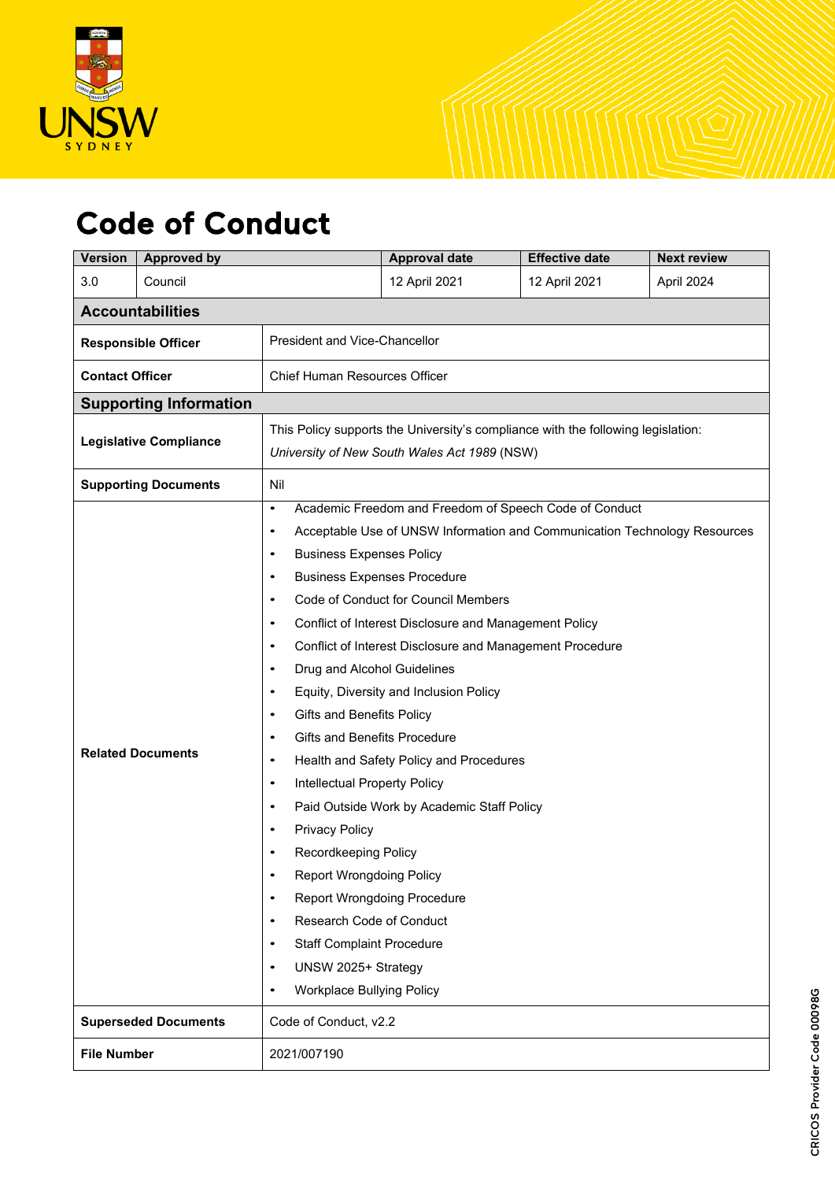# Code of Conduct

| Version | Approved by | Approval date | Effective date | Next review |
|---|---|---|---|---|
| 3.0 | Council | 12 April 2021 | 12 April 2021 | April 2024 |

## Accountabilities

| | |
|---|---|
| **Responsible Officer** | President and Vice-Chancellor |
| **Contact Officer** | Chief Human Resources Officer |

## Supporting Information

| | |
|---|---|
| **Legislative Compliance** | This Policy supports the University's compliance with the following legislation: *University of New South Wales Act 1989* (NSW) |
| **Supporting Documents** | Nil |
| **Related Documents** | • Academic Freedom and Freedom of Speech Code of Conduct<br>• Acceptable Use of UNSW Information and Communication Technology Resources<br>• Business Expenses Policy<br>• Business Expenses Procedure<br>• Code of Conduct for Council Members<br>• Conflict of Interest Disclosure and Management Policy<br>• Conflict of Interest Disclosure and Management Procedure<br>• Drug and Alcohol Guidelines<br>• Equity, Diversity and Inclusion Policy<br>• Gifts and Benefits Policy<br>• Gifts and Benefits Procedure<br>• Health and Safety Policy and Procedures<br>• Intellectual Property Policy<br>• Paid Outside Work by Academic Staff Policy<br>• Privacy Policy<br>• Recordkeeping Policy<br>• Report Wrongdoing Policy<br>• Report Wrongdoing Procedure<br>• Research Code of Conduct<br>• Staff Complaint Procedure<br>• UNSW 2025+ Strategy<br>• Workplace Bullying Policy |
| **Superseded Documents** | Code of Conduct, v2.2 |
| **File Number** | 2021/007190 |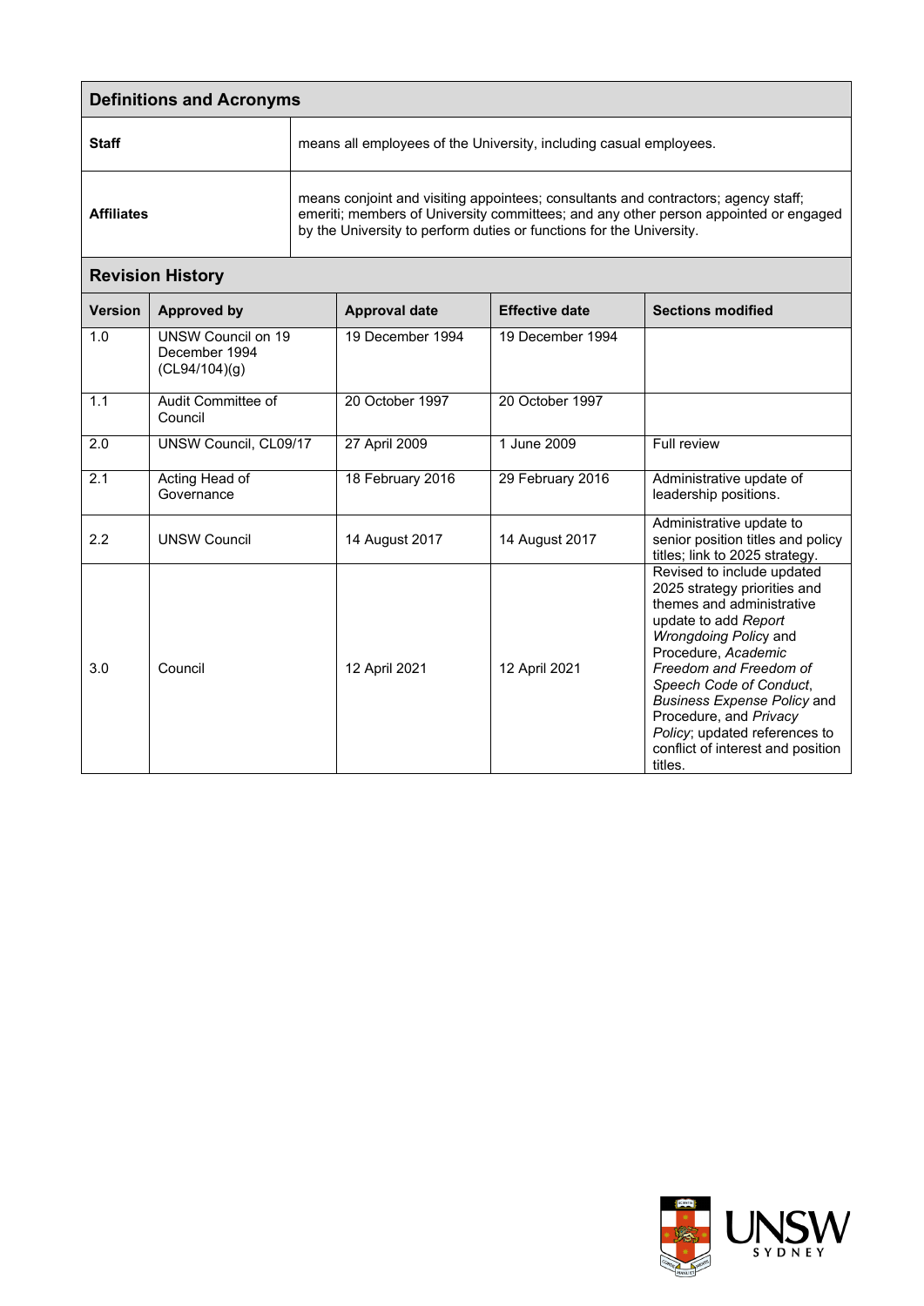## Definitions and Acronyms

| | |
|---|---|
| **Staff** | means all employees of the University, including casual employees. |
| **Affiliates** | means conjoint and visiting appointees; consultants and contractors; agency staff; emeriti; members of University committees; and any other person appointed or engaged by the University to perform duties or functions for the University. |

## Revision History

| Version | Approved by | Approval date | Effective date | Sections modified |
|---|---|---|---|---|
| 1.0 | UNSW Council on 19 December 1994 (CL94/104)(g) | 19 December 1994 | 19 December 1994 | |
| 1.1 | Audit Committee of Council | 20 October 1997 | 20 October 1997 | |
| 2.0 | UNSW Council, CL09/17 | 27 April 2009 | 1 June 2009 | Full review |
| 2.1 | Acting Head of Governance | 18 February 2016 | 29 February 2016 | Administrative update of leadership positions. |
| 2.2 | UNSW Council | 14 August 2017 | 14 August 2017 | Administrative update to senior position titles and policy titles; link to 2025 strategy. |
| 3.0 | Council | 12 April 2021 | 12 April 2021 | Revised to include updated 2025 strategy priorities and themes and administrative update to add *Report Wrongdoing Policy* and Procedure, *Academic Freedom and Freedom of Speech Code of Conduct*, *Business Expense Policy* and Procedure, and *Privacy Policy*; updated references to conflict of interest and position titles. |